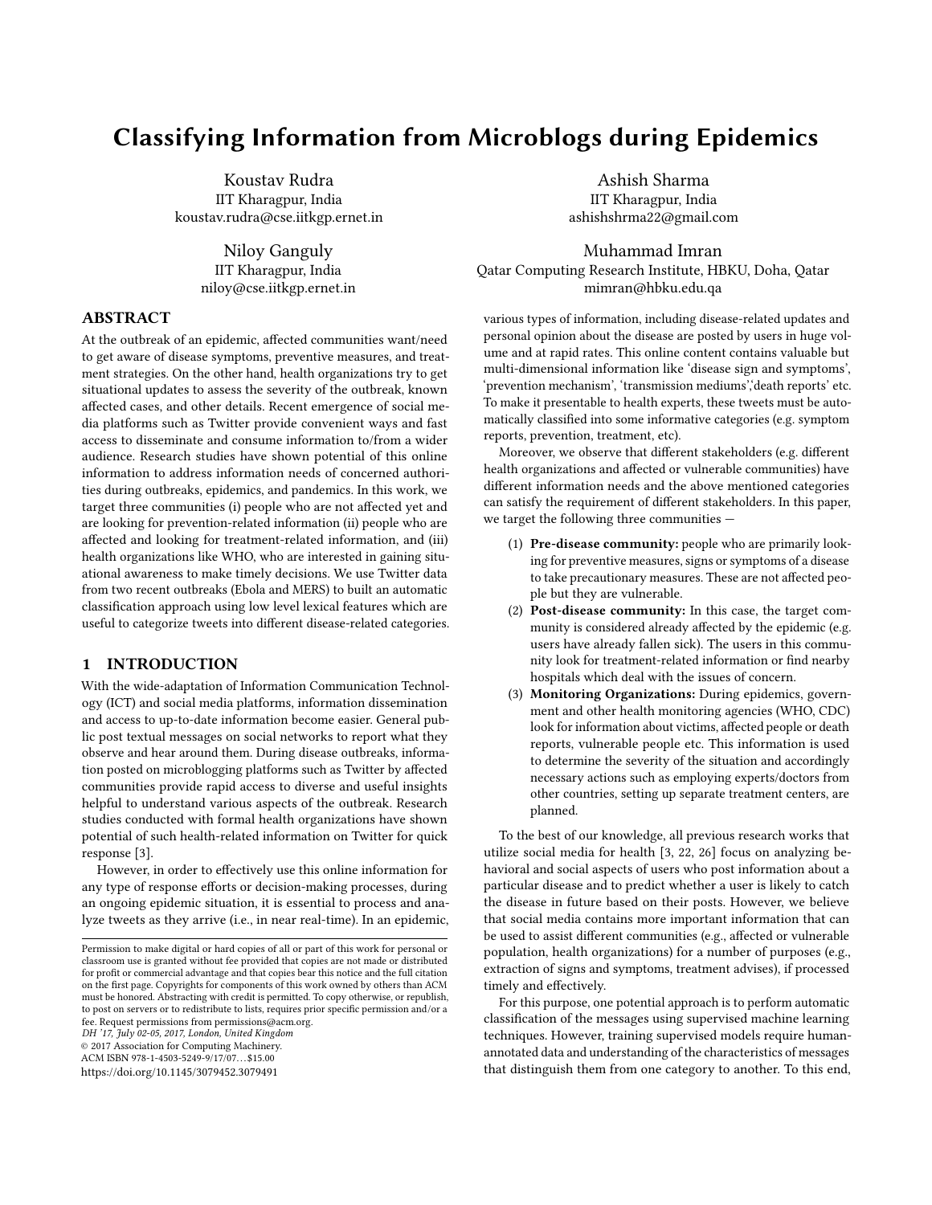# Classifying Information from Microblogs during Epidemics

Koustav Rudra
IIT Kharagpur, India
koustav.rudra@cse.iitkgp.ernet.in

Ashish Sharma
IIT Kharagpur, India
ashishshrma22@gmail.com

Niloy Ganguly
IIT Kharagpur, India
niloy@cse.iitkgp.ernet.in

Muhammad Imran
Qatar Computing Research Institute, HBKU, Doha, Qatar
mimran@hbku.edu.qa

## ABSTRACT

At the outbreak of an epidemic, affected communities want/need to get aware of disease symptoms, preventive measures, and treatment strategies. On the other hand, health organizations try to get situational updates to assess the severity of the outbreak, known affected cases, and other details. Recent emergence of social media platforms such as Twitter provide convenient ways and fast access to disseminate and consume information to/from a wider audience. Research studies have shown potential of this online information to address information needs of concerned authorities during outbreaks, epidemics, and pandemics. In this work, we target three communities (i) people who are not affected yet and are looking for prevention-related information (ii) people who are affected and looking for treatment-related information, and (iii) health organizations like WHO, who are interested in gaining situational awareness to make timely decisions. We use Twitter data from two recent outbreaks (Ebola and MERS) to built an automatic classification approach using low level lexical features which are useful to categorize tweets into different disease-related categories.

## 1 INTRODUCTION

With the wide-adaptation of Information Communication Technology (ICT) and social media platforms, information dissemination and access to up-to-date information become easier. General public post textual messages on social networks to report what they observe and hear around them. During disease outbreaks, information posted on microblogging platforms such as Twitter by affected communities provide rapid access to diverse and useful insights helpful to understand various aspects of the outbreak. Research studies conducted with formal health organizations have shown potential of such health-related information on Twitter for quick response [3].

However, in order to effectively use this online information for any type of response efforts or decision-making processes, during an ongoing epidemic situation, it is essential to process and analyze tweets as they arrive (i.e., in near real-time). In an epidemic, various types of information, including disease-related updates and personal opinion about the disease are posted by users in huge volume and at rapid rates. This online content contains valuable but multi-dimensional information like 'disease sign and symptoms', 'prevention mechanism', 'transmission mediums','death reports' etc. To make it presentable to health experts, these tweets must be automatically classified into some informative categories (e.g. symptom reports, prevention, treatment, etc).

Moreover, we observe that different stakeholders (e.g. different health organizations and affected or vulnerable communities) have different information needs and the above mentioned categories can satisfy the requirement of different stakeholders. In this paper, we target the following three communities —

1. **Pre-disease community:** people who are primarily looking for preventive measures, signs or symptoms of a disease to take precautionary measures. These are not affected people but they are vulnerable.
2. **Post-disease community:** In this case, the target community is considered already affected by the epidemic (e.g. users have already fallen sick). The users in this community look for treatment-related information or find nearby hospitals which deal with the issues of concern.
3. **Monitoring Organizations:** During epidemics, government and other health monitoring agencies (WHO, CDC) look for information about victims, affected people or death reports, vulnerable people etc. This information is used to determine the severity of the situation and accordingly necessary actions such as employing experts/doctors from other countries, setting up separate treatment centers, are planned.

To the best of our knowledge, all previous research works that utilize social media for health [3, 22, 26] focus on analyzing behavioral and social aspects of users who post information about a particular disease and to predict whether a user is likely to catch the disease in future based on their posts. However, we believe that social media contains more important information that can be used to assist different communities (e.g., affected or vulnerable population, health organizations) for a number of purposes (e.g., extraction of signs and symptoms, treatment advises), if processed timely and effectively.

For this purpose, one potential approach is to perform automatic classification of the messages using supervised machine learning techniques. However, training supervised models require human-annotated data and understanding of the characteristics of messages that distinguish them from one category to another. To this end,

Permission to make digital or hard copies of all or part of this work for personal or classroom use is granted without fee provided that copies are not made or distributed for profit or commercial advantage and that copies bear this notice and the full citation on the first page. Copyrights for components of this work owned by others than ACM must be honored. Abstracting with credit is permitted. To copy otherwise, or republish, to post on servers or to redistribute to lists, requires prior specific permission and/or a fee. Request permissions from permissions@acm.org.
*DH '17, July 02-05, 2017, London, United Kingdom*
© 2017 Association for Computing Machinery.
ACM ISBN 978-1-4503-5249-9/17/07...$15.00
https://doi.org/10.1145/3079452.3079491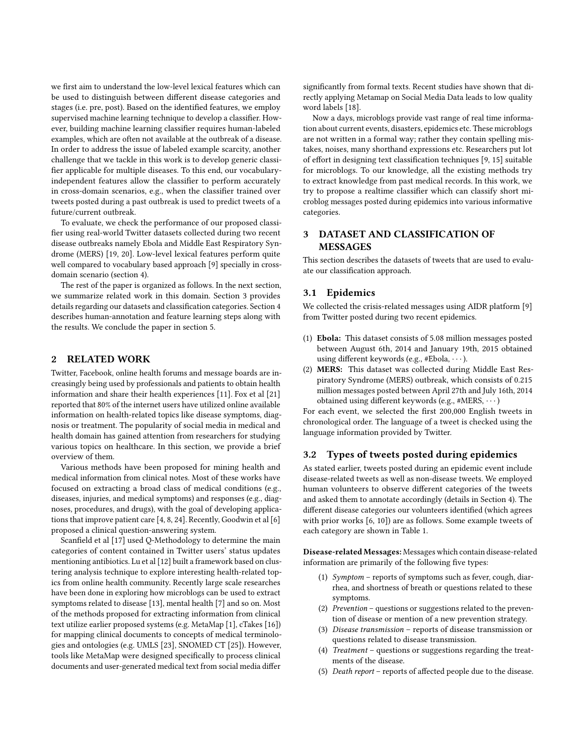we first aim to understand the low-level lexical features which can be used to distinguish between different disease categories and stages (i.e. pre, post). Based on the identified features, we employ supervised machine learning technique to develop a classifier. However, building machine learning classifier requires human-labeled examples, which are often not available at the outbreak of a disease. In order to address the issue of labeled example scarcity, another challenge that we tackle in this work is to develop generic classifier applicable for multiple diseases. To this end, our vocabulary-independent features allow the classifier to perform accurately in cross-domain scenarios, e.g., when the classifier trained over tweets posted during a past outbreak is used to predict tweets of a future/current outbreak.

To evaluate, we check the performance of our proposed classifier using real-world Twitter datasets collected during two recent disease outbreaks namely Ebola and Middle East Respiratory Syndrome (MERS) [19, 20]. Low-level lexical features perform quite well compared to vocabulary based approach [9] specially in cross-domain scenario (section 4).

The rest of the paper is organized as follows. In the next section, we summarize related work in this domain. Section 3 provides details regarding our datasets and classification categories. Section 4 describes human-annotation and feature learning steps along with the results. We conclude the paper in section 5.

## 2 RELATED WORK

Twitter, Facebook, online health forums and message boards are increasingly being used by professionals and patients to obtain health information and share their health experiences [11]. Fox et al [21] reported that 80% of the internet users have utilized online available information on health-related topics like disease symptoms, diagnosis or treatment. The popularity of social media in medical and health domain has gained attention from researchers for studying various topics on healthcare. In this section, we provide a brief overview of them.

Various methods have been proposed for mining health and medical information from clinical notes. Most of these works have focused on extracting a broad class of medical conditions (e.g., diseases, injuries, and medical symptoms) and responses (e.g., diagnoses, procedures, and drugs), with the goal of developing applications that improve patient care [4, 8, 24]. Recently, Goodwin et al [6] proposed a clinical question-answering system.

Scanfield et al [17] used Q-Methodology to determine the main categories of content contained in Twitter users' status updates mentioning antibiotics. Lu et al [12] built a framework based on clustering analysis technique to explore interesting health-related topics from online health community. Recently large scale researches have been done in exploring how microblogs can be used to extract symptoms related to disease [13], mental health [7] and so on. Most of the methods proposed for extracting information from clinical text utilize earlier proposed systems (e.g. MetaMap [1], cTakes [16]) for mapping clinical documents to concepts of medical terminologies and ontologies (e.g. UMLS [23], SNOMED CT [25]). However, tools like MetaMap were designed specifically to process clinical documents and user-generated medical text from social media differ significantly from formal texts. Recent studies have shown that directly applying Metamap on Social Media Data leads to low quality word labels [18].

Now a days, microblogs provide vast range of real time information about current events, disasters, epidemics etc. These microblogs are not written in a formal way; rather they contain spelling mistakes, noises, many shorthand expressions etc. Researchers put lot of effort in designing text classification techniques [9, 15] suitable for microblogs. To our knowledge, all the existing methods try to extract knowledge from past medical records. In this work, we try to propose a realtime classifier which can classify short microblog messages posted during epidemics into various informative categories.

## 3 DATASET AND CLASSIFICATION OF MESSAGES

This section describes the datasets of tweets that are used to evaluate our classification approach.

### 3.1 Epidemics

We collected the crisis-related messages using AIDR platform [9] from Twitter posted during two recent epidemics.

(1) **Ebola:** This dataset consists of 5.08 million messages posted between August 6th, 2014 and January 19th, 2015 obtained using different keywords (e.g., #Ebola, $\cdots$).
(2) **MERS:** This dataset was collected during Middle East Respiratory Syndrome (MERS) outbreak, which consists of 0.215 million messages posted between April 27th and July 16th, 2014 obtained using different keywords (e.g., #MERS, $\cdots$)

For each event, we selected the first 200,000 English tweets in chronological order. The language of a tweet is checked using the language information provided by Twitter.

### 3.2 Types of tweets posted during epidemics

As stated earlier, tweets posted during an epidemic event include disease-related tweets as well as non-disease tweets. We employed human volunteers to observe different categories of the tweets and asked them to annotate accordingly (details in Section 4). The different disease categories our volunteers identified (which agrees with prior works [6, 10]) are as follows. Some example tweets of each category are shown in Table 1.

**Disease-related Messages:** Messages which contain disease-related information are primarily of the following five types:

(1) *Symptom* – reports of symptoms such as fever, cough, diarrhea, and shortness of breath or questions related to these symptoms.
(2) *Prevention* – questions or suggestions related to the prevention of disease or mention of a new prevention strategy.
(3) *Disease transmission* – reports of disease transmission or questions related to disease transmission.
(4) *Treatment* – questions or suggestions regarding the treatments of the disease.
(5) *Death report* – reports of affected people due to the disease.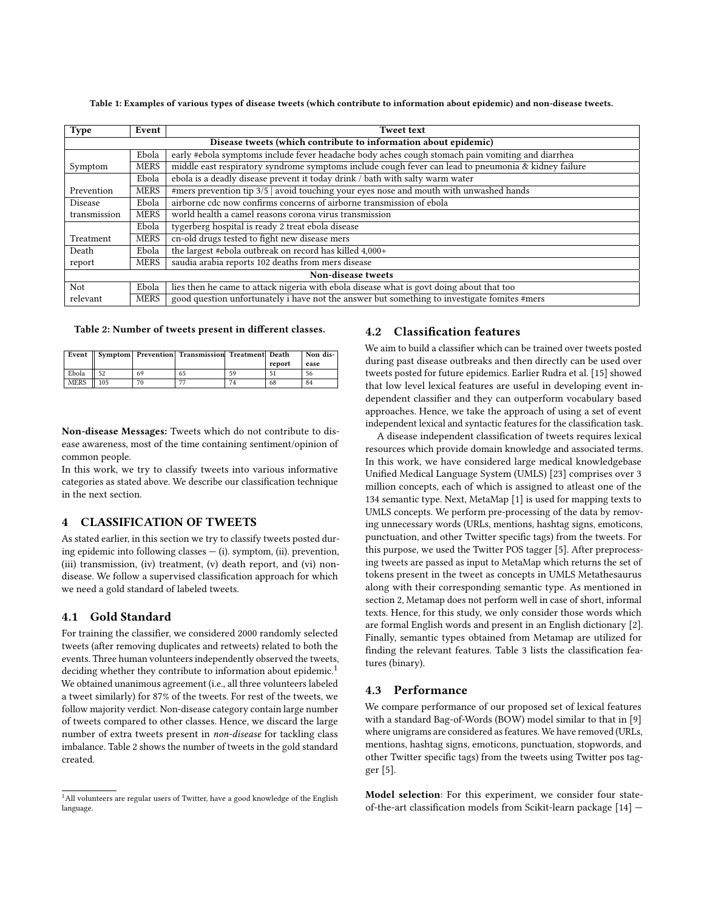Table 1: Examples of various types of disease tweets (which contribute to information about epidemic) and non-disease tweets.

| Type | Event | Tweet text |
|---|---|---|
| **Disease tweets (which contribute to information about epidemic)** | | |
| Symptom | Ebola | early #ebola symptoms include fever headache body aches cough stomach pain vomiting and diarrhea |
| | MERS | middle east respiratory syndrome symptoms include cough fever can lead to pneumonia & kidney failure |
| Prevention | Ebola | ebola is a deadly disease prevent it today drink / bath with salty warm water |
| | MERS | #mers prevention tip 3/5 \| avoid touching your eyes nose and mouth with unwashed hands |
| Disease transmission | Ebola | airborne cdc now confirms concerns of airborne transmission of ebola |
| | MERS | world health a camel reasons corona virus transmission |
| Treatment | Ebola | tygerberg hospital is ready 2 treat ebola disease |
| | MERS | cn-old drugs tested to fight new disease mers |
| Death report | Ebola | the largest #ebola outbreak on record has killed 4,000+ |
| | MERS | saudia arabia reports 102 deaths from mers disease |
| **Non-disease tweets** | | |
| Not relevant | Ebola | lies then he came to attack nigeria with ebola disease what is govt doing about that too |
| | MERS | good question unfortunately i have not the answer but something to investigate fomites #mers |

Table 2: Number of tweets present in different classes.

| Event | Symptom | Prevention | Transmission | Treatment | Death report | Non disease |
|---|---|---|---|---|---|---|
| Ebola | 52 | 69 | 65 | 59 | 51 | 56 |
| MERS | 105 | 70 | 77 | 74 | 68 | 84 |

**Non-disease Messages:** Tweets which do not contribute to disease awareness, most of the time containing sentiment/opinion of common people.

In this work, we try to classify tweets into various informative categories as stated above. We describe our classification technique in the next section.

## 4 CLASSIFICATION OF TWEETS

As stated earlier, in this section we try to classify tweets posted during epidemic into following classes — (i). symptom, (ii). prevention, (iii) transmission, (iv) treatment, (v) death report, and (vi) non-disease. We follow a supervised classification approach for which we need a gold standard of labeled tweets.

### 4.1 Gold Standard

For training the classifier, we considered 2000 randomly selected tweets (after removing duplicates and retweets) related to both the events. Three human volunteers independently observed the tweets, deciding whether they contribute to information about epidemic.[1] We obtained unanimous agreement (i.e., all three volunteers labeled a tweet similarly) for 87% of the tweets. For rest of the tweets, we follow majority verdict. Non-disease category contain large number of tweets compared to other classes. Hence, we discard the large number of extra tweets present in *non-disease* for tackling class imbalance. Table 2 shows the number of tweets in the gold standard created.

[1] All volunteers are regular users of Twitter, have a good knowledge of the English language.

### 4.2 Classification features

We aim to build a classifier which can be trained over tweets posted during past disease outbreaks and then directly can be used over tweets posted for future epidemics. Earlier Rudra et al. [15] showed that low level lexical features are useful in developing event independent classifier and they can outperform vocabulary based approaches. Hence, we take the approach of using a set of event independent lexical and syntactic features for the classification task.

A disease independent classification of tweets requires lexical resources which provide domain knowledge and associated terms. In this work, we have considered large medical knowledgebase Unified Medical Language System (UMLS) [23] comprises over 3 million concepts, each of which is assigned to atleast one of the 134 semantic type. Next, MetaMap [1] is used for mapping texts to UMLS concepts. We perform pre-processing of the data by removing unnecessary words (URLs, mentions, hashtag signs, emoticons, punctuation, and other Twitter specific tags) from the tweets. For this purpose, we used the Twitter POS tagger [5]. After preprocessing tweets are passed as input to MetaMap which returns the set of tokens present in the tweet as concepts in UMLS Metathesaurus along with their corresponding semantic type. As mentioned in section 2, Metamap does not perform well in case of short, informal texts. Hence, for this study, we only consider those words which are formal English words and present in an English dictionary [2]. Finally, semantic types obtained from Metamap are utilized for finding the relevant features. Table 3 lists the classification features (binary).

### 4.3 Performance

We compare performance of our proposed set of lexical features with a standard Bag-of-Words (BOW) model similar to that in [9] where unigrams are considered as features. We have removed (URLs, mentions, hashtag signs, emoticons, punctuation, stopwords, and other Twitter specific tags) from the tweets using Twitter pos tagger [5].

**Model selection**: For this experiment, we consider four state-of-the-art classification models from Scikit-learn package [14] —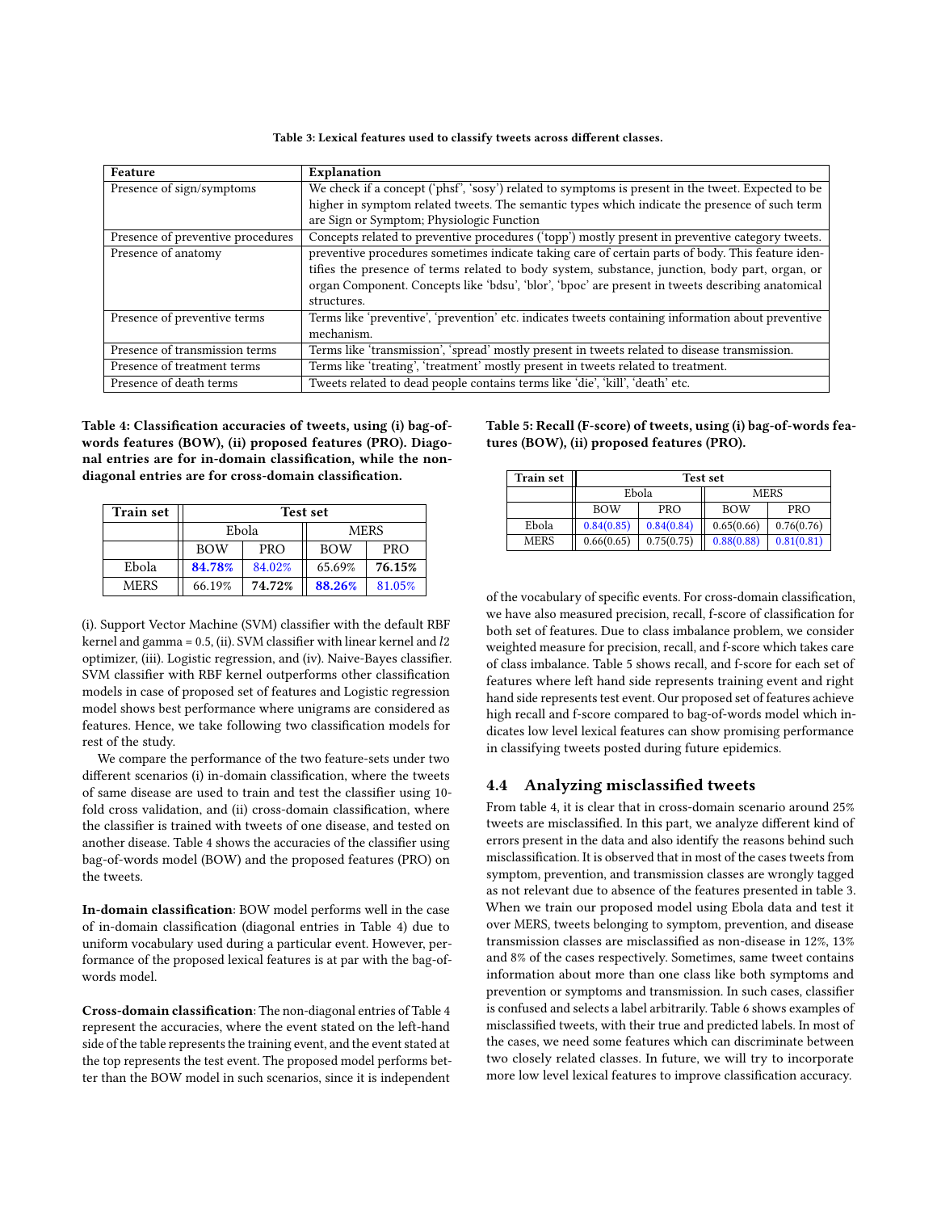Table 3: Lexical features used to classify tweets across different classes.

| Feature | Explanation |
| --- | --- |
| Presence of sign/symptoms | We check if a concept ('phsf', 'sosy') related to symptoms is present in the tweet. Expected to be higher in symptom related tweets. The semantic types which indicate the presence of such term are Sign or Symptom; Physiologic Function |
| Presence of preventive procedures | Concepts related to preventive procedures ('topp') mostly present in preventive category tweets. |
| Presence of anatomy | preventive procedures sometimes indicate taking care of certain parts of body. This feature identifies the presence of terms related to body system, substance, junction, body part, organ, or organ Component. Concepts like 'bdsu', 'blor', 'bpoc' are present in tweets describing anatomical structures. |
| Presence of preventive terms | Terms like 'preventive', 'prevention' etc. indicates tweets containing information about preventive mechanism. |
| Presence of transmission terms | Terms like 'transmission', 'spread' mostly present in tweets related to disease transmission. |
| Presence of treatment terms | Terms like 'treating', 'treatment' mostly present in tweets related to treatment. |
| Presence of death terms | Tweets related to dead people contains terms like 'die', 'kill', 'death' etc. |

**Table 4: Classification accuracies of tweets, using (i) bag-of-words features (BOW), (ii) proposed features (PRO). Diagonal entries are for in-domain classification, while the non-diagonal entries are for cross-domain classification.**

| Train set | Test set | | | |
| --- | --- | --- | --- | --- |
| | Ebola | | MERS | |
| | BOW | PRO | BOW | PRO |
| Ebola | **84.78%** | 84.02% | 65.69% | **76.15%** |
| MERS | 66.19% | **74.72%** | **88.26%** | 81.05% |

(i). Support Vector Machine (SVM) classifier with the default RBF kernel and gamma = 0.5, (ii). SVM classifier with linear kernel and $l2$ optimizer, (iii). Logistic regression, and (iv). Naive-Bayes classifier. SVM classifier with RBF kernel outperforms other classification models in case of proposed set of features and Logistic regression model shows best performance where unigrams are considered as features. Hence, we take following two classification models for rest of the study.

We compare the performance of the two feature-sets under two different scenarios (i) in-domain classification, where the tweets of same disease are used to train and test the classifier using 10-fold cross validation, and (ii) cross-domain classification, where the classifier is trained with tweets of one disease, and tested on another disease. Table 4 shows the accuracies of the classifier using bag-of-words model (BOW) and the proposed features (PRO) on the tweets.

**In-domain classification**: BOW model performs well in the case of in-domain classification (diagonal entries in Table 4) due to uniform vocabulary used during a particular event. However, performance of the proposed lexical features is at par with the bag-of-words model.

**Cross-domain classification**: The non-diagonal entries of Table 4 represent the accuracies, where the event stated on the left-hand side of the table represents the training event, and the event stated at the top represents the test event. The proposed model performs better than the BOW model in such scenarios, since it is independent of the vocabulary of specific events. For cross-domain classification, we have also measured precision, recall, f-score of classification for both set of features. Due to class imbalance problem, we consider weighted measure for precision, recall, and f-score which takes care of class imbalance. Table 5 shows recall, and f-score for each set of features where left hand side represents training event and right hand side represents test event. Our proposed set of features achieve high recall and f-score compared to bag-of-words model which indicates low level lexical features can show promising performance in classifying tweets posted during future epidemics.

**Table 5: Recall (F-score) of tweets, using (i) bag-of-words features (BOW), (ii) proposed features (PRO).**

| Train set | Test set | | | |
| --- | --- | --- | --- | --- |
| | Ebola | | MERS | |
| | BOW | PRO | BOW | PRO |
| Ebola | 0.84(0.85) | 0.84(0.84) | 0.65(0.66) | 0.76(0.76) |
| MERS | 0.66(0.65) | 0.75(0.75) | 0.88(0.88) | 0.81(0.81) |

## 4.4 Analyzing misclassified tweets

From table 4, it is clear that in cross-domain scenario around 25% tweets are misclassified. In this part, we analyze different kind of errors present in the data and also identify the reasons behind such misclassification. It is observed that in most of the cases tweets from symptom, prevention, and transmission classes are wrongly tagged as not relevant due to absence of the features presented in table 3. When we train our proposed model using Ebola data and test it over MERS, tweets belonging to symptom, prevention, and disease transmission classes are misclassified as non-disease in 12%, 13% and 8% of the cases respectively. Sometimes, same tweet contains information about more than one class like both symptoms and prevention or symptoms and transmission. In such cases, classifier is confused and selects a label arbitrarily. Table 6 shows examples of misclassified tweets, with their true and predicted labels. In most of the cases, we need some features which can discriminate between two closely related classes. In future, we will try to incorporate more low level lexical features to improve classification accuracy.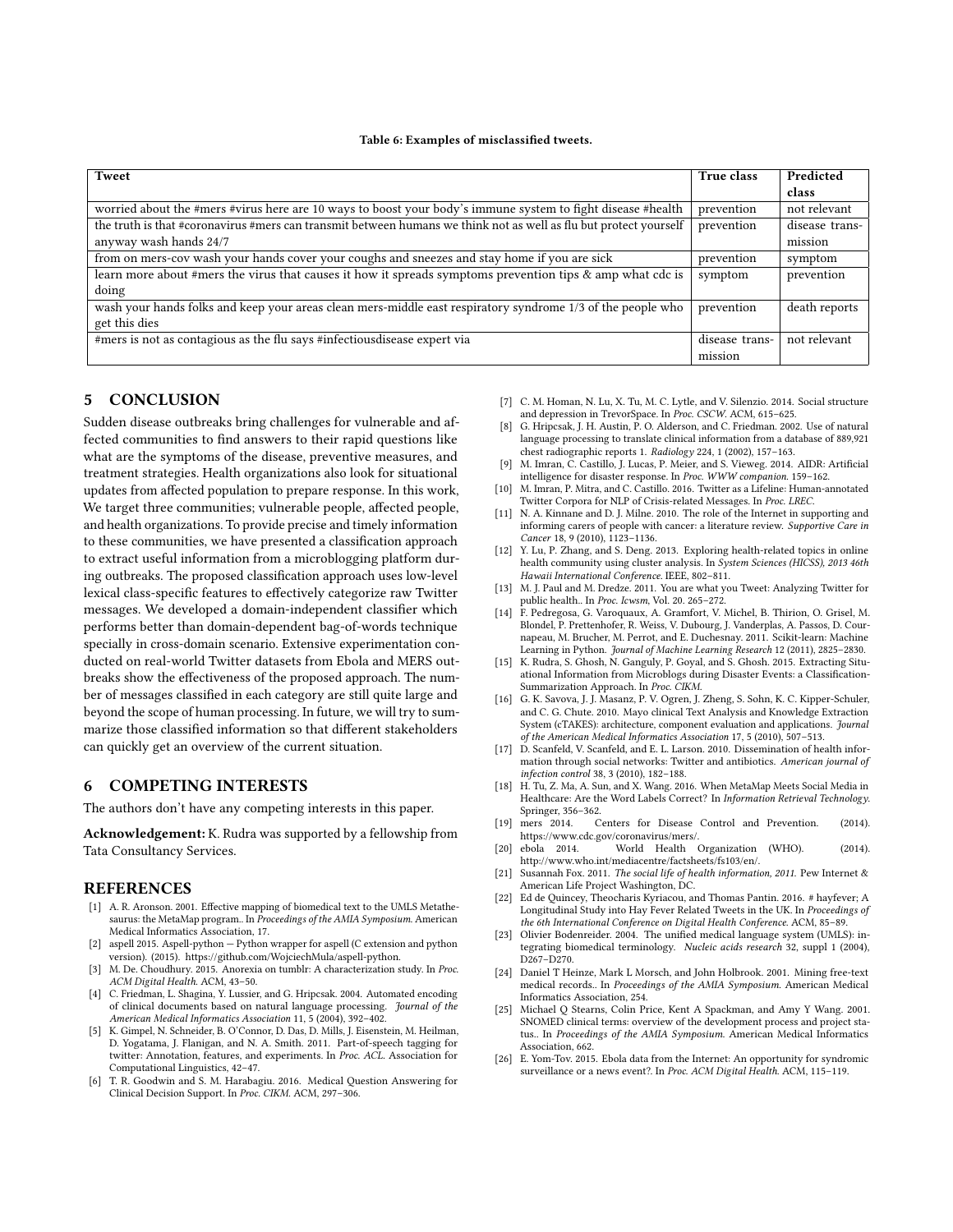Table 6: Examples of misclassified tweets.

| Tweet | True class | Predicted class |
|---|---|---|
| worried about the #mers #virus here are 10 ways to boost your body's immune system to fight disease #health | prevention | not relevant |
| the truth is that #coronavirus #mers can transmit between humans we think not as well as flu but protect yourself anyway wash hands 24/7 | prevention | disease transmission |
| from on mers-cov wash your hands cover your coughs and sneezes and stay home if you are sick | prevention | symptom |
| learn more about #mers the virus that causes it how it spreads symptoms prevention tips & amp what cdc is doing | symptom | prevention |
| wash your hands folks and keep your areas clean mers-middle east respiratory syndrome 1/3 of the people who get this dies | prevention | death reports |
| #mers is not as contagious as the flu says #infectiousdisease expert via | disease transmission | not relevant |

## 5 CONCLUSION

Sudden disease outbreaks bring challenges for vulnerable and affected communities to find answers to their rapid questions like what are the symptoms of the disease, preventive measures, and treatment strategies. Health organizations also look for situational updates from affected population to prepare response. In this work, We target three communities; vulnerable people, affected people, and health organizations. To provide precise and timely information to these communities, we have presented a classification approach to extract useful information from a microblogging platform during outbreaks. The proposed classification approach uses low-level lexical class-specific features to effectively categorize raw Twitter messages. We developed a domain-independent classifier which performs better than domain-dependent bag-of-words technique specially in cross-domain scenario. Extensive experimentation conducted on real-world Twitter datasets from Ebola and MERS outbreaks show the effectiveness of the proposed approach. The number of messages classified in each category are still quite large and beyond the scope of human processing. In future, we will try to summarize those classified information so that different stakeholders can quickly get an overview of the current situation.

## 6 COMPETING INTERESTS

The authors don't have any competing interests in this paper.

**Acknowledgement:** K. Rudra was supported by a fellowship from Tata Consultancy Services.

## REFERENCES

[1] A. R. Aronson. 2001. Effective mapping of biomedical text to the UMLS Metathesaurus: the MetaMap program.. In *Proceedings of the AMIA Symposium*. American Medical Informatics Association, 17.

[2] aspell 2015. Aspell-python – Python wrapper for aspell (C extension and python version). (2015). https://github.com/WojciechMula/aspell-python.

[3] M. De. Choudhury. 2015. Anorexia on tumblr: A characterization study. In *Proc. ACM Digital Health*. ACM, 43–50.

[4] C. Friedman, L. Shagina, Y. Lussier, and G. Hripcsak. 2004. Automated encoding of clinical documents based on natural language processing. *Journal of the American Medical Informatics Association* 11, 5 (2004), 392–402.

[5] K. Gimpel, N. Schneider, B. O'Connor, D. Das, D. Mills, J. Eisenstein, M. Heilman, D. Yogatama, J. Flanigan, and N. A. Smith. 2011. Part-of-speech tagging for twitter: Annotation, features, and experiments. In *Proc. ACL*. Association for Computational Linguistics, 42–47.

[6] T. R. Goodwin and S. M. Harabagiu. 2016. Medical Question Answering for Clinical Decision Support. In *Proc. CIKM*. ACM, 297–306.

[7] C. M. Homan, N. Lu, X. Tu, M. C. Lytle, and V. Silenzio. 2014. Social structure and depression in TrevorSpace. In *Proc. CSCW*. ACM, 615–625.

[8] G. Hripcsak, J. H. Austin, P. O. Alderson, and C. Friedman. 2002. Use of natural language processing to translate clinical information from a database of 889,921 chest radiographic reports 1. *Radiology* 224, 1 (2002), 157–163.

[9] M. Imran, C. Castillo, J. Lucas, P. Meier, and S. Vieweg. 2014. AIDR: Artificial intelligence for disaster response. In *Proc. WWW companion*. 159–162.

[10] M. Imran, P. Mitra, and C. Castillo. 2016. Twitter as a Lifeline: Human-annotated Twitter Corpora for NLP of Crisis-related Messages. In *Proc. LREC*.

[11] N. A. Kinnane and D. J. Milne. 2010. The role of the Internet in supporting and informing carers of people with cancer: a literature review. *Supportive Care in Cancer* 18, 9 (2010), 1123–1136.

[12] Y. Lu, P. Zhang, and S. Deng. 2013. Exploring health-related topics in online health community using cluster analysis. In *System Sciences (HICSS), 2013 46th Hawaii International Conference*. IEEE, 802–811.

[13] M. J. Paul and M. Dredze. 2011. You are what you Tweet: Analyzing Twitter for public health.. In *Proc. Icwsm*, Vol. 20. 265–272.

[14] F. Pedregosa, G. Varoquaux, A. Gramfort, V. Michel, B. Thirion, O. Grisel, M. Blondel, P. Prettenhofer, R. Weiss, V. Dubourg, J. Vanderplas, A. Passos, D. Cournapeau, M. Brucher, M. Perrot, and E. Duchesnay. 2011. Scikit-learn: Machine Learning in Python. *Journal of Machine Learning Research* 12 (2011), 2825–2830.

[15] K. Rudra, S. Ghosh, N. Ganguly, P. Goyal, and S. Ghosh. 2015. Extracting Situational Information from Microblogs during Disaster Events: a Classification-Summarization Approach. In *Proc. CIKM*.

[16] G. K. Savova, J. J. Masanz, P. V. Ogren, J. Zheng, S. Sohn, K. C. Kipper-Schuler, and C. G. Chute. 2010. Mayo clinical Text Analysis and Knowledge Extraction System (cTAKES): architecture, component evaluation and applications. *Journal of the American Medical Informatics Association* 17, 5 (2010), 507–513.

[17] D. Scanfeld, V. Scanfeld, and E. L. Larson. 2010. Dissemination of health information through social networks: Twitter and antibiotics. *American journal of infection control* 38, 3 (2010), 182–188.

[18] H. Tu, Z. Ma, A. Sun, and X. Wang. 2016. When MetaMap Meets Social Media in Healthcare: Are the Word Labels Correct? In *Information Retrieval Technology*. Springer, 356–362.

[19] mers 2014. Centers for Disease Control and Prevention. (2014). https://www.cdc.gov/coronavirus/mers/.

[20] ebola 2014. World Health Organization (WHO). (2014). http://www.who.int/mediacentre/factsheets/fs103/en/.

[21] Susannah Fox. 2011. *The social life of health information, 2011.* Pew Internet & American Life Project Washington, DC.

[22] Ed de Quincey, Theocharis Kyriacou, and Thomas Pantin. 2016. # hayfever; A Longitudinal Study into Hay Fever Related Tweets in the UK. In *Proceedings of the 6th International Conference on Digital Health Conference*. ACM, 85–89.

[23] Olivier Bodenreider. 2004. The unified medical language system (UMLS): integrating biomedical terminology. *Nucleic acids research* 32, suppl 1 (2004), D267–D270.

[24] Daniel T Heinze, Mark L Morsch, and John Holbrook. 2001. Mining free-text medical records.. In *Proceedings of the AMIA Symposium*. American Medical Informatics Association, 254.

[25] Michael Q Stearns, Colin Price, Kent A Spackman, and Amy Y Wang. 2001. SNOMED clinical terms: overview of the development process and project status.. In *Proceedings of the AMIA Symposium*. American Medical Informatics Association, 662.

[26] E. Yom-Tov. 2015. Ebola data from the Internet: An opportunity for syndromic surveillance or a news event?. In *Proc. ACM Digital Health*. ACM, 115–119.